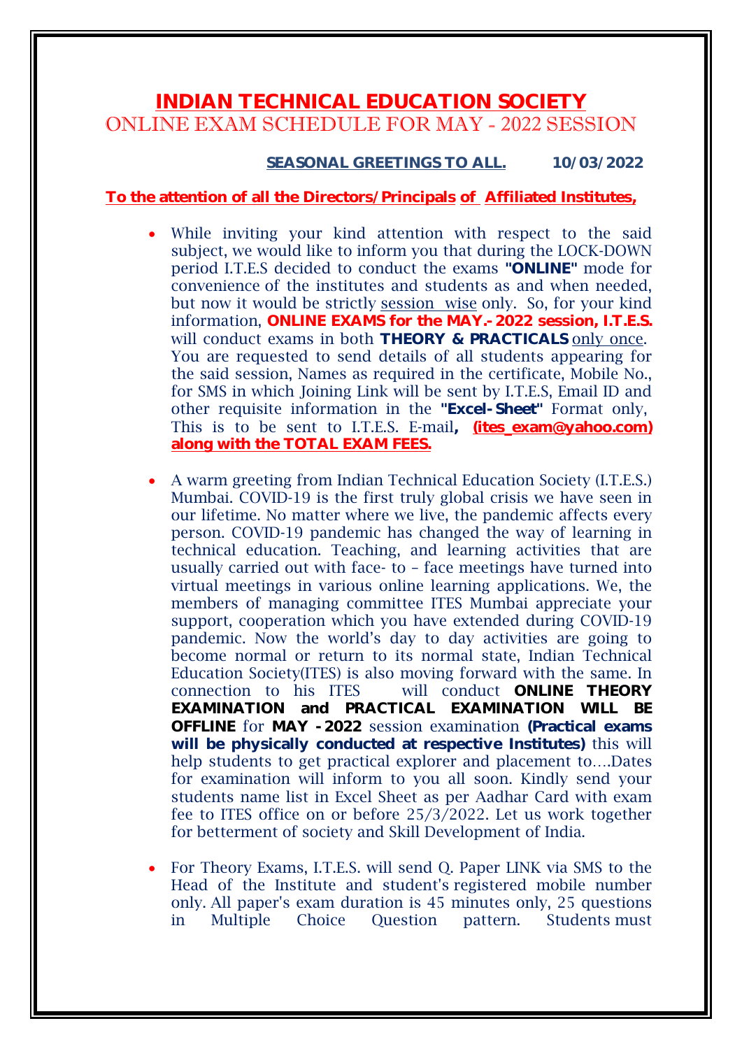# INDIAN TECHNICAL EDUCATION SOCIETY

## ONLINE EXAM SCHEDULE FOR MAY - 2022 SESSION

**SEASONAL GREETINGS TO ALL.** **10/03/2022**

**To the attention of all the Directors/Principals of Affiliated Institutes,**

- While inviting your kind attention with respect to the said subject, we would like to inform you that during the LOCK-DOWN period I.T.E.S decided to conduct the exams **"ONLINE"** mode for convenience of the institutes and students as and when needed, but now it would be strictly session wise only. So, for your kind information, **ONLINE EXAMS for the MAY.-2022 session, I.T.E.S.** will conduct exams in both **THEORY & PRACTICALS** only once. You are requested to send details of all students appearing for the said session, Names as required in the certificate, Mobile No., for SMS in which Joining Link will be sent by I.T.E.S, Email ID and other requisite information in the **"Excel-Sheet"** Format only, This is to be sent to I.T.E.S. E-mail**, (ites_exam@yahoo.com) along with the TOTAL EXAM FEES.**

- A warm greeting from Indian Technical Education Society (I.T.E.S.) Mumbai. COVID-19 is the first truly global crisis we have seen in our lifetime. No matter where we live, the pandemic affects every person. COVID-19 pandemic has changed the way of learning in technical education. Teaching, and learning activities that are usually carried out with face- to – face meetings have turned into virtual meetings in various online learning applications. We, the members of managing committee ITES Mumbai appreciate your support, cooperation which you have extended during COVID-19 pandemic. Now the world's day to day activities are going to become normal or return to its normal state, Indian Technical Education Society(ITES) is also moving forward with the same. In connection to his ITES will conduct **ONLINE THEORY EXAMINATION and PRACTICAL EXAMINATION WILL BE OFFLINE** for **MAY -2022** session examination **(Practical exams will be physically conducted at respective Institutes)** this will help students to get practical explorer and placement to….Dates for examination will inform to you all soon. Kindly send your students name list in Excel Sheet as per Aadhar Card with exam fee to ITES office on or before 25/3/2022. Let us work together for betterment of society and Skill Development of India.

- For Theory Exams, I.T.E.S. will send Q. Paper LINK via SMS to the Head of the Institute and student's registered mobile number only. All paper's exam duration is 45 minutes only, 25 questions in Multiple Choice Question pattern. Students must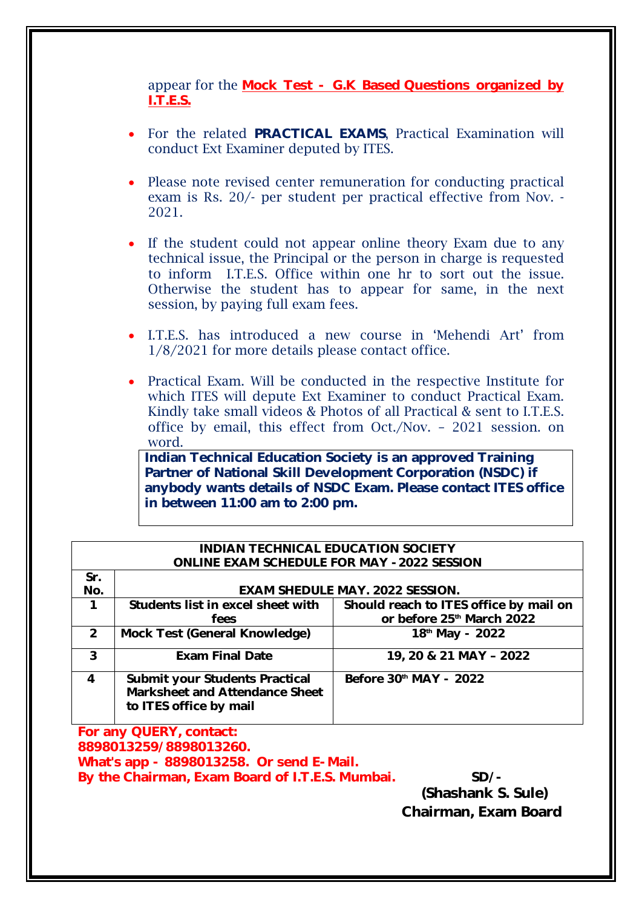appear for the **Mock Test - G.K Based Questions organized by I.T.E.S.**

- For the related **PRACTICAL EXAMS**, Practical Examination will conduct Ext Examiner deputed by ITES.
- Please note revised center remuneration for conducting practical exam is Rs. 20/- per student per practical effective from Nov. - 2021.
- If the student could not appear online theory Exam due to any technical issue, the Principal or the person in charge is requested to inform I.T.E.S. Office within one hr to sort out the issue. Otherwise the student has to appear for same, in the next session, by paying full exam fees.
- I.T.E.S. has introduced a new course in 'Mehendi Art' from 1/8/2021 for more details please contact office.
- Practical Exam. Will be conducted in the respective Institute for which ITES will depute Ext Examiner to conduct Practical Exam. Kindly take small videos & Photos of all Practical & sent to I.T.E.S. office by email, this effect from Oct./Nov. – 2021 session. on word.

**Indian Technical Education Society is an approved Training Partner of National Skill Development Corporation (NSDC) if anybody wants details of NSDC Exam. Please contact ITES office in between 11:00 am to 2:00 pm.**

**INDIAN TECHNICAL EDUCATION SOCIETY**
**ONLINE EXAM SCHEDULE FOR MAY - 2022 SESSION**

| Sr. No. | EXAM SHEDULE MAY. 2022 SESSION. | |
|---|---|---|
| 1 | Students list in excel sheet with fees | Should reach to ITES office by mail on or before 25th March 2022 |
| 2 | Mock Test (General Knowledge) | 18th May - 2022 |
| 3 | Exam Final Date | 19, 20 & 21 MAY – 2022 |
| 4 | Submit your Students Practical Marksheet and Attendance Sheet to ITES office by mail | Before 30th MAY - 2022 |

**For any QUERY, contact:**
**8898013259/8898013260.**
**What's app - 8898013258. Or send E-Mail.**
**By the Chairman, Exam Board of I.T.E.S. Mumbai.**

**SD/-**
**(Shashank S. Sule)**
**Chairman, Exam Board**